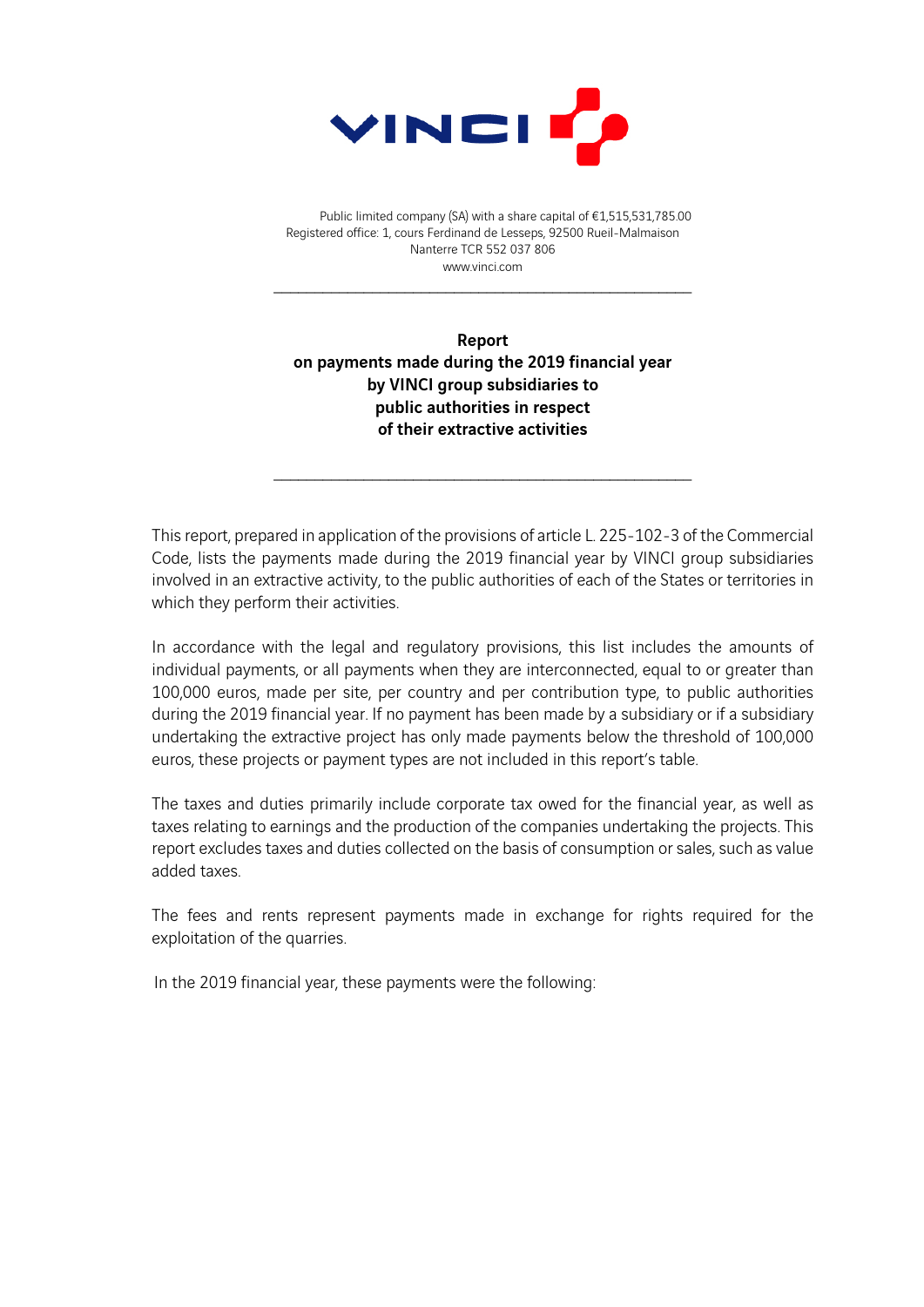Public limited company (SA) with a share capital of €1,515,531,785.00
Registered office: 1, cours Ferdinand de Lesseps, 92500 Rueil-Malmaison
Nanterre TCR 552 037 806
www.vinci.com

---

**Report**
**on payments made during the 2019 financial year**
**by VINCI group subsidiaries to**
**public authorities in respect**
**of their extractive activities**

---

This report, prepared in application of the provisions of article L. 225-102-3 of the Commercial Code, lists the payments made during the 2019 financial year by VINCI group subsidiaries involved in an extractive activity, to the public authorities of each of the States or territories in which they perform their activities.

In accordance with the legal and regulatory provisions, this list includes the amounts of individual payments, or all payments when they are interconnected, equal to or greater than 100,000 euros, made per site, per country and per contribution type, to public authorities during the 2019 financial year. If no payment has been made by a subsidiary or if a subsidiary undertaking the extractive project has only made payments below the threshold of 100,000 euros, these projects or payment types are not included in this report's table.

The taxes and duties primarily include corporate tax owed for the financial year, as well as taxes relating to earnings and the production of the companies undertaking the projects. This report excludes taxes and duties collected on the basis of consumption or sales, such as value added taxes.

The fees and rents represent payments made in exchange for rights required for the exploitation of the quarries.

In the 2019 financial year, these payments were the following: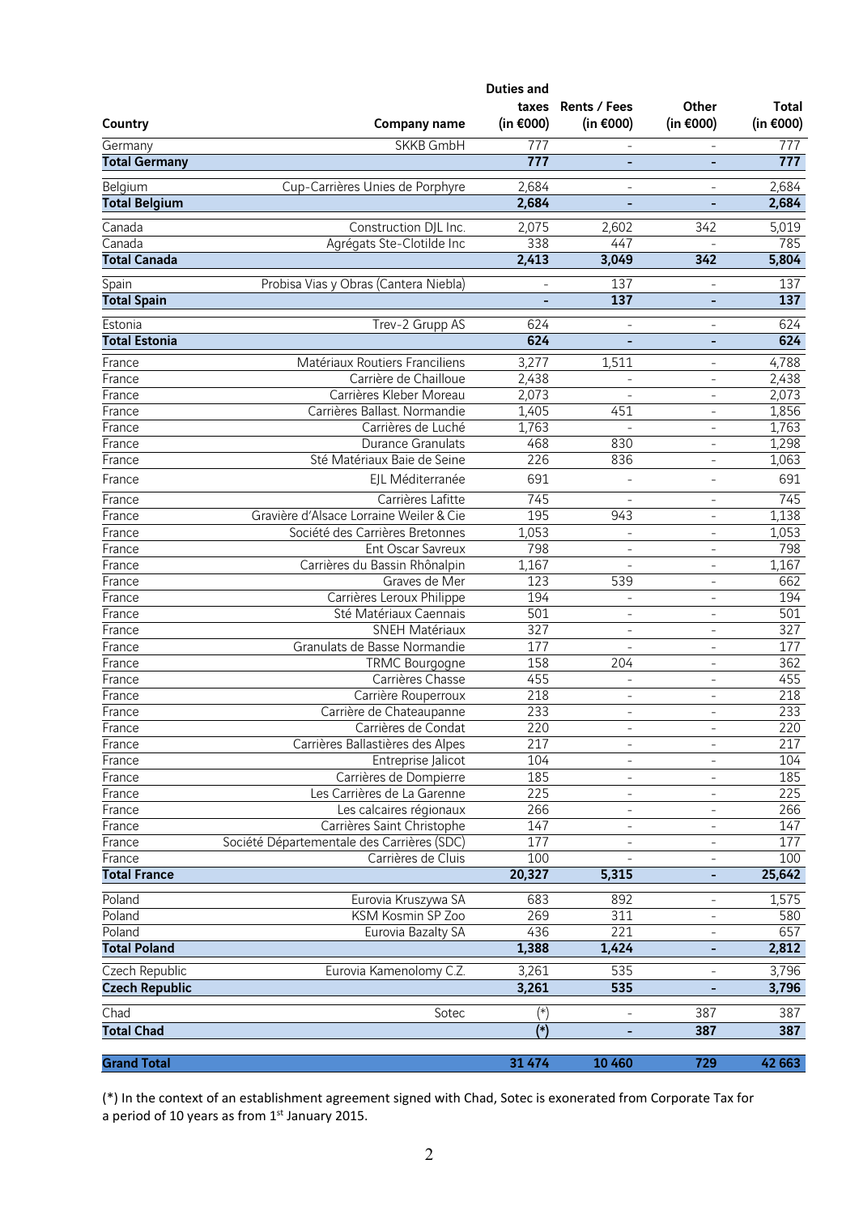| Country | Company name | Duties and taxes (in €000) | Rents / Fees (in €000) | Other (in €000) | Total (in €000) |
|---|---|---|---|---|---|
| Germany | SKKB GmbH | 777 | - | - | 777 |
| **Total Germany** | | **777** | **-** | **-** | **777** |
| Belgium | Cup-Carrières Unies de Porphyre | 2,684 | - | - | 2,684 |
| **Total Belgium** | | **2,684** | **-** | **-** | **2,684** |
| Canada | Construction DJL Inc. | 2,075 | 2,602 | 342 | 5,019 |
| Canada | Agrégats Ste-Clotilde Inc | 338 | 447 | - | 785 |
| **Total Canada** | | **2,413** | **3,049** | **342** | **5,804** |
| Spain | Probisa Vias y Obras (Cantera Niebla) | - | 137 | - | 137 |
| **Total Spain** | | **-** | **137** | **-** | **137** |
| Estonia | Trev-2 Grupp AS | 624 | - | - | 624 |
| **Total Estonia** | | **624** | **-** | **-** | **624** |
| France | Matériaux Routiers Franciliens | 3,277 | 1,511 | - | 4,788 |
| France | Carrière de Chailloue | 2,438 | - | - | 2,438 |
| France | Carrières Kleber Moreau | 2,073 | - | - | 2,073 |
| France | Carrières Ballast. Normandie | 1,405 | 451 | - | 1,856 |
| France | Carrières de Luché | 1,763 | - | - | 1,763 |
| France | Durance Granulats | 468 | 830 | - | 1,298 |
| France | Sté Matériaux Baie de Seine | 226 | 836 | - | 1,063 |
| France | EJL Méditerranée | 691 | - | - | 691 |
| France | Carrières Lafitte | 745 | - | - | 745 |
| France | Gravière d'Alsace Lorraine Weiler & Cie | 195 | 943 | - | 1,138 |
| France | Société des Carrières Bretonnes | 1,053 | - | - | 1,053 |
| France | Ent Oscar Savreux | 798 | - | - | 798 |
| France | Carrières du Bassin Rhônalpin | 1,167 | - | - | 1,167 |
| France | Graves de Mer | 123 | 539 | - | 662 |
| France | Carrières Leroux Philippe | 194 | - | - | 194 |
| France | Sté Matériaux Caennais | 501 | - | - | 501 |
| France | SNEH Matériaux | 327 | - | - | 327 |
| France | Granulats de Basse Normandie | 177 | - | - | 177 |
| France | TRMC Bourgogne | 158 | 204 | - | 362 |
| France | Carrières Chasse | 455 | - | - | 455 |
| France | Carrière Rouperroux | 218 | - | - | 218 |
| France | Carrière de Chateaupanne | 233 | - | - | 233 |
| France | Carrières de Condat | 220 | - | - | 220 |
| France | Carrières Ballastières des Alpes | 217 | - | - | 217 |
| France | Entreprise Jalicot | 104 | - | - | 104 |
| France | Carrières de Dompierre | 185 | - | - | 185 |
| France | Les Carrières de La Garenne | 225 | - | - | 225 |
| France | Les calcaires régionaux | 266 | - | - | 266 |
| France | Carrières Saint Christophe | 147 | - | - | 147 |
| France | Société Départementale des Carrières (SDC) | 177 | - | - | 177 |
| France | Carrières de Cluis | 100 | - | - | 100 |
| **Total France** | | **20,327** | **5,315** | **-** | **25,642** |
| Poland | Eurovia Kruszywa SA | 683 | 892 | - | 1,575 |
| Poland | KSM Kosmin SP Zoo | 269 | 311 | - | 580 |
| Poland | Eurovia Bazalty SA | 436 | 221 | - | 657 |
| **Total Poland** | | **1,388** | **1,424** | **-** | **2,812** |
| Czech Republic | Eurovia Kamenolomy C.Z. | 3,261 | 535 | - | 3,796 |
| **Czech Republic** | | **3,261** | **535** | **-** | **3,796** |
| Chad | Sotec | (*) | - | 387 | 387 |
| **Total Chad** | | **(*)** | **-** | **387** | **387** |
| **Grand Total** | | **31 474** | **10 460** | **729** | **42 663** |

(*) In the context of an establishment agreement signed with Chad, Sotec is exonerated from Corporate Tax for a period of 10 years as from 1st January 2015.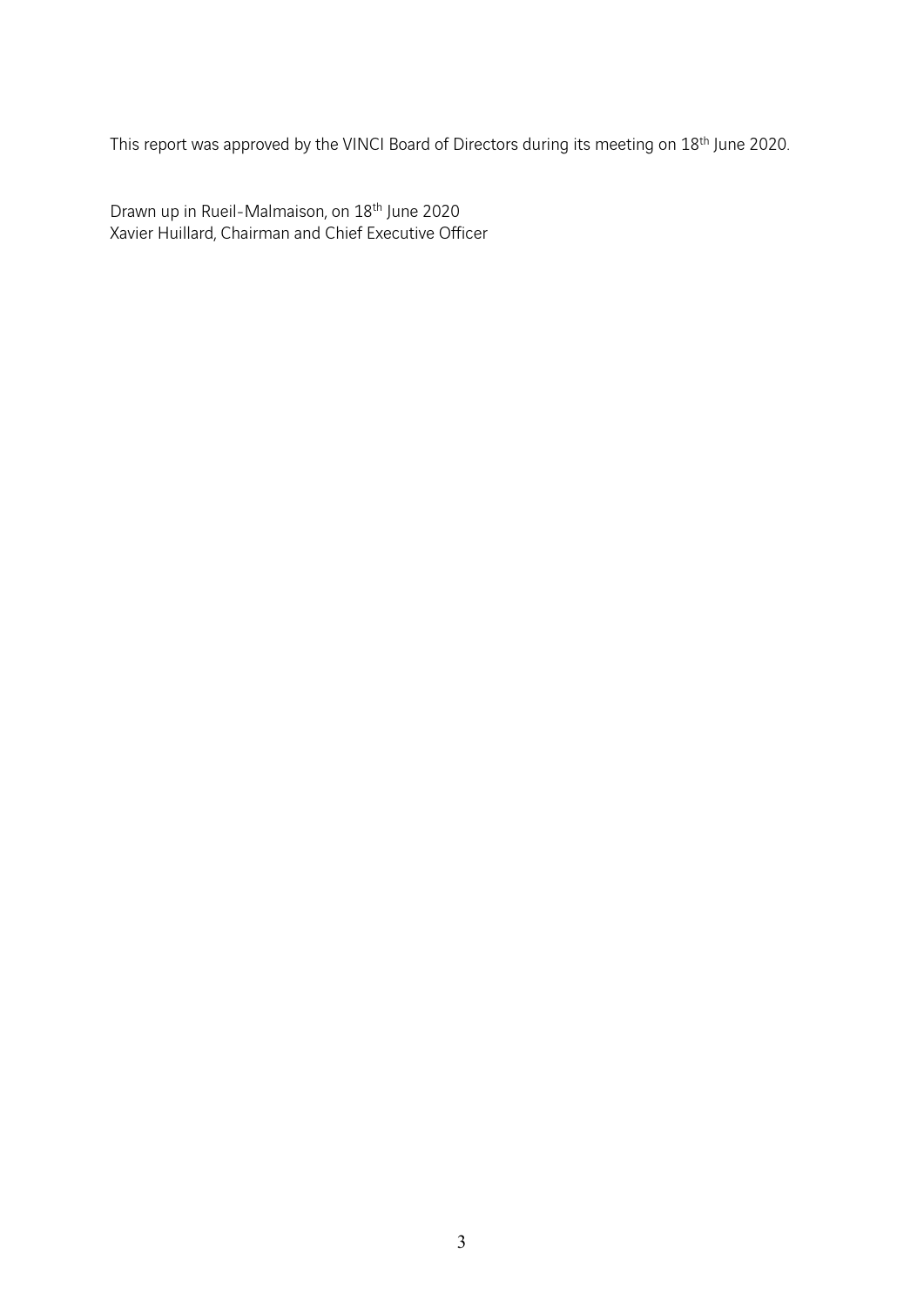This report was approved by the VINCI Board of Directors during its meeting on 18th June 2020.

Drawn up in Rueil-Malmaison, on 18th June 2020
Xavier Huillard, Chairman and Chief Executive Officer